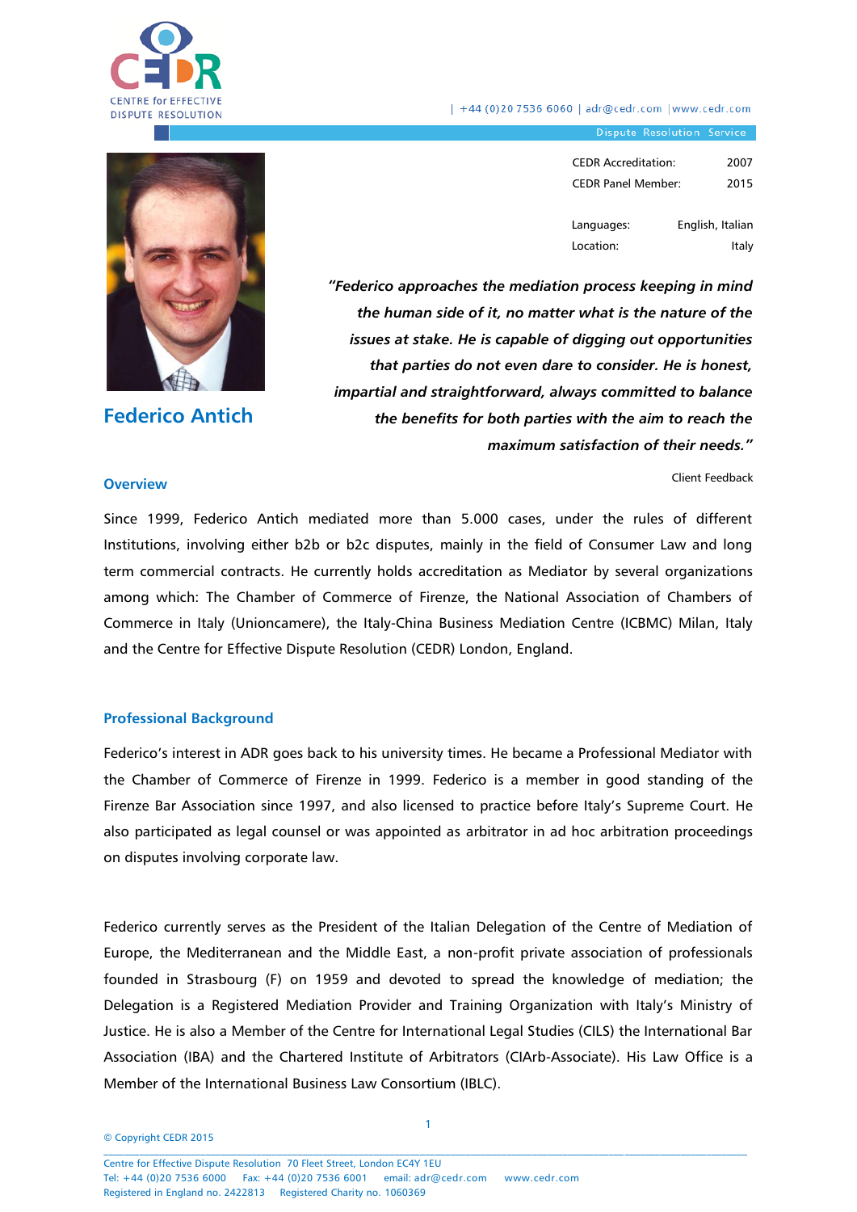| +44 (0)20 7536 6060 | adr@cedr.com | www.cedr.com

Dispute Resolution Service

| | |
|---|---|
| CEDR Accreditation: | 2007 |
| CEDR Panel Member: | 2015 |
| Languages: | English, Italian |
| Location: | Italy |

# Federico Antich

***"Federico approaches the mediation process keeping in mind the human side of it, no matter what is the nature of the issues at stake. He is capable of digging out opportunities that parties do not even dare to consider. He is honest, impartial and straightforward, always committed to balance the benefits for both parties with the aim to reach the maximum satisfaction of their needs."***

Client Feedback

## Overview

Since 1999, Federico Antich mediated more than 5.000 cases, under the rules of different Institutions, involving either b2b or b2c disputes, mainly in the field of Consumer Law and long term commercial contracts. He currently holds accreditation as Mediator by several organizations among which: The Chamber of Commerce of Firenze, the National Association of Chambers of Commerce in Italy (Unioncamere), the Italy-China Business Mediation Centre (ICBMC) Milan, Italy and the Centre for Effective Dispute Resolution (CEDR) London, England.

## Professional Background

Federico's interest in ADR goes back to his university times. He became a Professional Mediator with the Chamber of Commerce of Firenze in 1999. Federico is a member in good standing of the Firenze Bar Association since 1997, and also licensed to practice before Italy's Supreme Court. He also participated as legal counsel or was appointed as arbitrator in ad hoc arbitration proceedings on disputes involving corporate law.

Federico currently serves as the President of the Italian Delegation of the Centre of Mediation of Europe, the Mediterranean and the Middle East, a non-profit private association of professionals founded in Strasbourg (F) on 1959 and devoted to spread the knowledge of mediation; the Delegation is a Registered Mediation Provider and Training Organization with Italy's Ministry of Justice. He is also a Member of the Centre for International Legal Studies (CILS) the International Bar Association (IBA) and the Chartered Institute of Arbitrators (CIArb-Associate). His Law Office is a Member of the International Business Law Consortium (IBLC).

© Copyright CEDR 2015

Centre for Effective Dispute Resolution 70 Fleet Street, London EC4Y 1EU
Tel: +44 (0)20 7536 6000 Fax: +44 (0)20 7536 6001 email: adr@cedr.com www.cedr.com
Registered in England no. 2422813 Registered Charity no. 1060369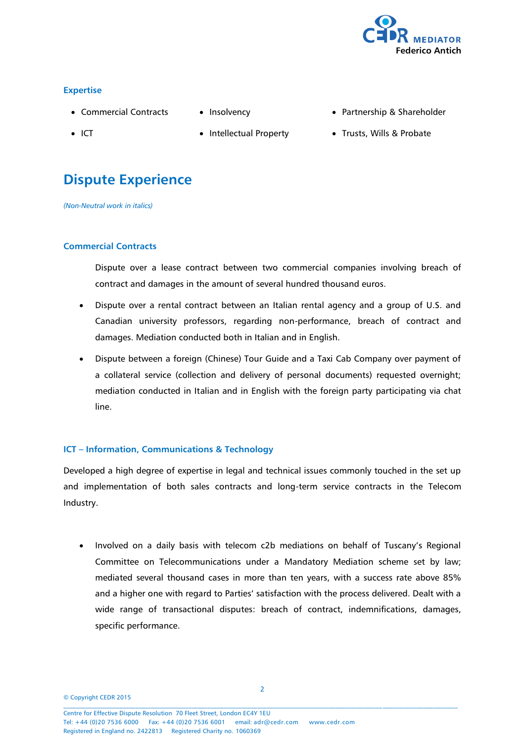### Expertise

- Commercial Contracts
- Insolvency
- Partnership & Shareholder
- ICT
- Intellectual Property
- Trusts, Wills & Probate

## Dispute Experience

*(Non-Neutral work in italics)*

### Commercial Contracts

Dispute over a lease contract between two commercial companies involving breach of contract and damages in the amount of several hundred thousand euros.

- Dispute over a rental contract between an Italian rental agency and a group of U.S. and Canadian university professors, regarding non-performance, breach of contract and damages. Mediation conducted both in Italian and in English.
- Dispute between a foreign (Chinese) Tour Guide and a Taxi Cab Company over payment of a collateral service (collection and delivery of personal documents) requested overnight; mediation conducted in Italian and in English with the foreign party participating via chat line.

### ICT – Information, Communications & Technology

Developed a high degree of expertise in legal and technical issues commonly touched in the set up and implementation of both sales contracts and long-term service contracts in the Telecom Industry.

- Involved on a daily basis with telecom c2b mediations on behalf of Tuscany's Regional Committee on Telecommunications under a Mandatory Mediation scheme set by law; mediated several thousand cases in more than ten years, with a success rate above 85% and a higher one with regard to Parties' satisfaction with the process delivered. Dealt with a wide range of transactional disputes: breach of contract, indemnifications, damages, specific performance.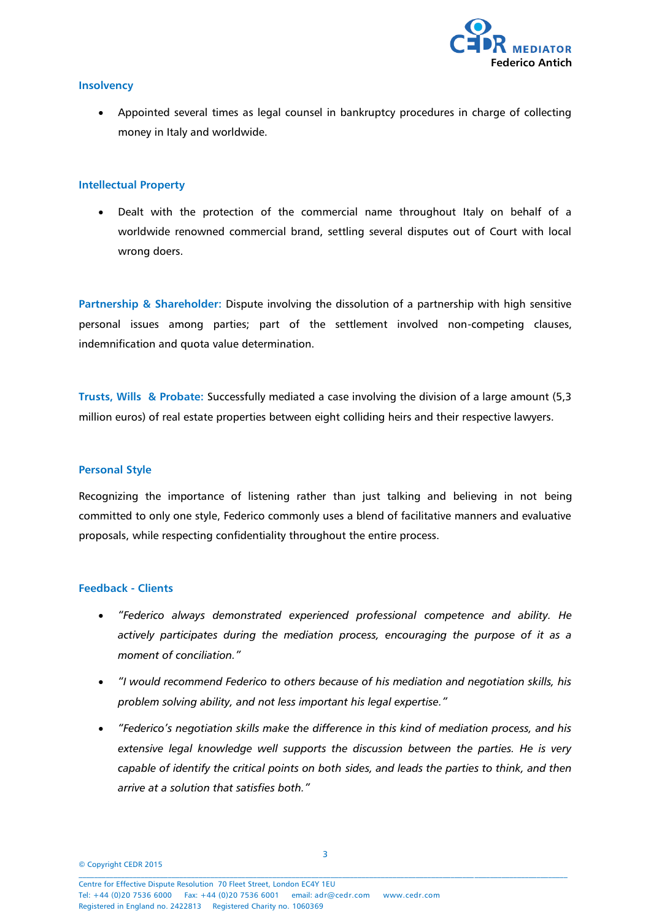### Insolvency

- Appointed several times as legal counsel in bankruptcy procedures in charge of collecting money in Italy and worldwide.

### Intellectual Property

- Dealt with the protection of the commercial name throughout Italy on behalf of a worldwide renowned commercial brand, settling several disputes out of Court with local wrong doers.

**Partnership & Shareholder:** Dispute involving the dissolution of a partnership with high sensitive personal issues among parties; part of the settlement involved non-competing clauses, indemnification and quota value determination.

**Trusts, Wills & Probate:** Successfully mediated a case involving the division of a large amount (5,3 million euros) of real estate properties between eight colliding heirs and their respective lawyers.

### Personal Style

Recognizing the importance of listening rather than just talking and believing in not being committed to only one style, Federico commonly uses a blend of facilitative manners and evaluative proposals, while respecting confidentiality throughout the entire process.

### Feedback - Clients

- *"Federico always demonstrated experienced professional competence and ability. He actively participates during the mediation process, encouraging the purpose of it as a moment of conciliation."*
- *"I would recommend Federico to others because of his mediation and negotiation skills, his problem solving ability, and not less important his legal expertise."*
- *"Federico's negotiation skills make the difference in this kind of mediation process, and his extensive legal knowledge well supports the discussion between the parties. He is very capable of identify the critical points on both sides, and leads the parties to think, and then arrive at a solution that satisfies both."*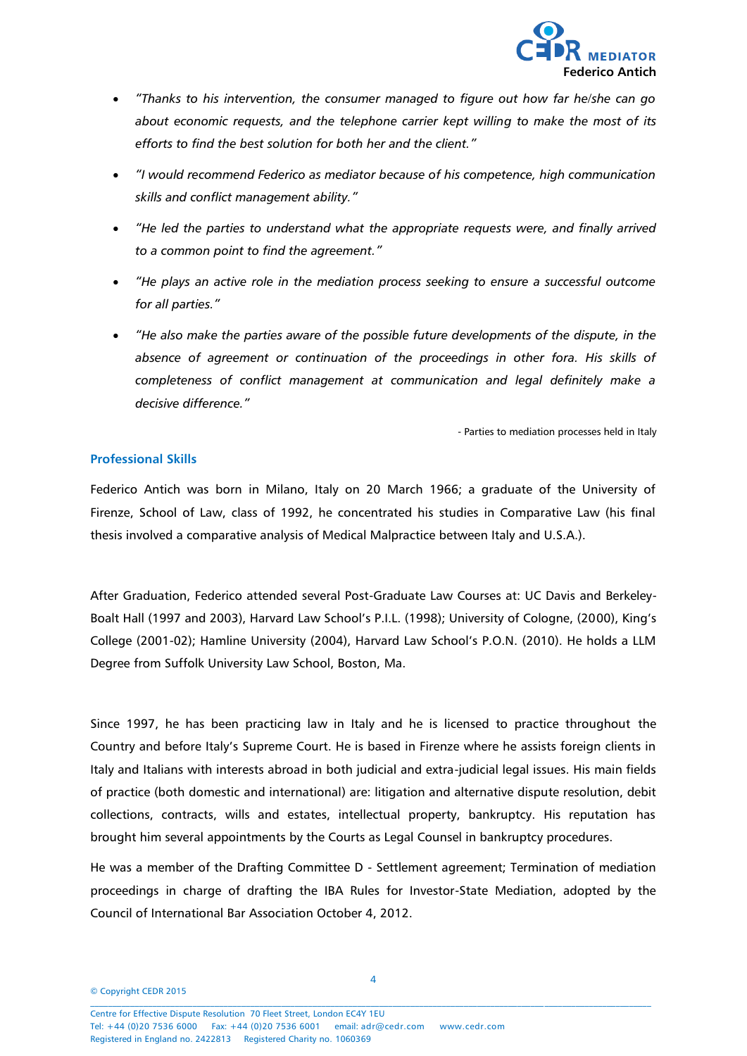- *"Thanks to his intervention, the consumer managed to figure out how far he/she can go about economic requests, and the telephone carrier kept willing to make the most of its efforts to find the best solution for both her and the client."*
- *"I would recommend Federico as mediator because of his competence, high communication skills and conflict management ability."*
- *"He led the parties to understand what the appropriate requests were, and finally arrived to a common point to find the agreement."*
- *"He plays an active role in the mediation process seeking to ensure a successful outcome for all parties."*
- *"He also make the parties aware of the possible future developments of the dispute, in the absence of agreement or continuation of the proceedings in other fora. His skills of completeness of conflict management at communication and legal definitely make a decisive difference."*

- Parties to mediation processes held in Italy

## Professional Skills

Federico Antich was born in Milano, Italy on 20 March 1966; a graduate of the University of Firenze, School of Law, class of 1992, he concentrated his studies in Comparative Law (his final thesis involved a comparative analysis of Medical Malpractice between Italy and U.S.A.).

After Graduation, Federico attended several Post-Graduate Law Courses at: UC Davis and Berkeley-Boalt Hall (1997 and 2003), Harvard Law School's P.I.L. (1998); University of Cologne, (2000), King's College (2001-02); Hamline University (2004), Harvard Law School's P.O.N. (2010). He holds a LLM Degree from Suffolk University Law School, Boston, Ma.

Since 1997, he has been practicing law in Italy and he is licensed to practice throughout the Country and before Italy's Supreme Court. He is based in Firenze where he assists foreign clients in Italy and Italians with interests abroad in both judicial and extra-judicial legal issues. His main fields of practice (both domestic and international) are: litigation and alternative dispute resolution, debit collections, contracts, wills and estates, intellectual property, bankruptcy. His reputation has brought him several appointments by the Courts as Legal Counsel in bankruptcy procedures.

He was a member of the Drafting Committee D - Settlement agreement; Termination of mediation proceedings in charge of drafting the IBA Rules for Investor-State Mediation, adopted by the Council of International Bar Association October 4, 2012.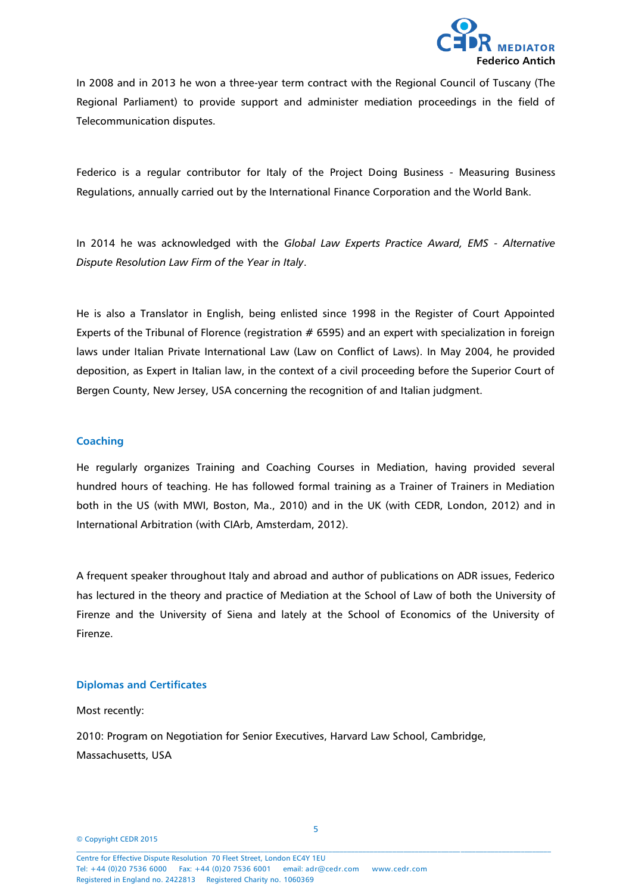In 2008 and in 2013 he won a three-year term contract with the Regional Council of Tuscany (The Regional Parliament) to provide support and administer mediation proceedings in the field of Telecommunication disputes.

Federico is a regular contributor for Italy of the Project Doing Business - Measuring Business Regulations, annually carried out by the International Finance Corporation and the World Bank.

In 2014 he was acknowledged with the *Global Law Experts Practice Award, EMS - Alternative Dispute Resolution Law Firm of the Year in Italy*.

He is also a Translator in English, being enlisted since 1998 in the Register of Court Appointed Experts of the Tribunal of Florence (registration # 6595) and an expert with specialization in foreign laws under Italian Private International Law (Law on Conflict of Laws). In May 2004, he provided deposition, as Expert in Italian law, in the context of a civil proceeding before the Superior Court of Bergen County, New Jersey, USA concerning the recognition of and Italian judgment.

## Coaching

He regularly organizes Training and Coaching Courses in Mediation, having provided several hundred hours of teaching. He has followed formal training as a Trainer of Trainers in Mediation both in the US (with MWI, Boston, Ma., 2010) and in the UK (with CEDR, London, 2012) and in International Arbitration (with CIArb, Amsterdam, 2012).

A frequent speaker throughout Italy and abroad and author of publications on ADR issues, Federico has lectured in the theory and practice of Mediation at the School of Law of both the University of Firenze and the University of Siena and lately at the School of Economics of the University of Firenze.

## Diplomas and Certificates

Most recently:

2010: Program on Negotiation for Senior Executives, Harvard Law School, Cambridge, Massachusetts, USA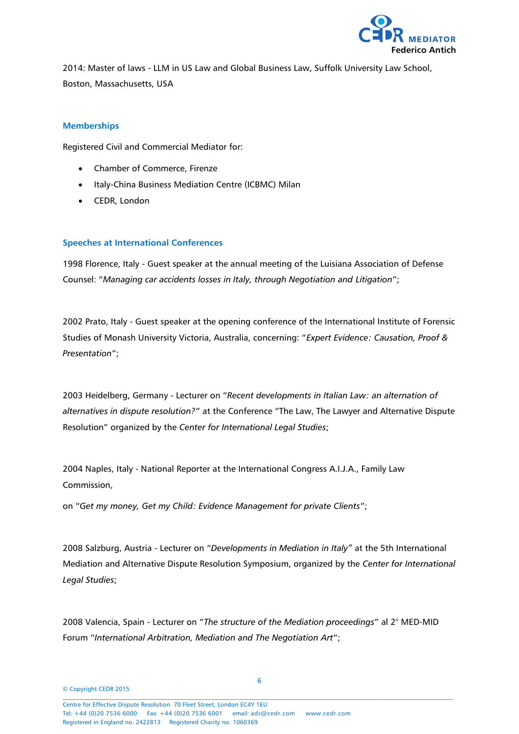2014: Master of laws - LLM in US Law and Global Business Law, Suffolk University Law School, Boston, Massachusetts, USA

## Memberships

Registered Civil and Commercial Mediator for:

- Chamber of Commerce, Firenze
- Italy-China Business Mediation Centre (ICBMC) Milan
- CEDR, London

## Speeches at International Conferences

1998 Florence, Italy - Guest speaker at the annual meeting of the Luisiana Association of Defense Counsel: "*Managing car accidents losses in Italy, through Negotiation and Litigation*";

2002 Prato, Italy - Guest speaker at the opening conference of the International Institute of Forensic Studies of Monash University Victoria, Australia, concerning: "*Expert Evidence: Causation, Proof & Presentation*";

2003 Heidelberg, Germany - Lecturer on "*Recent developments in Italian Law: an alternation of alternatives in dispute resolution?*" at the Conference "The Law, The Lawyer and Alternative Dispute Resolution" organized by the *Center for International Legal Studies*;

2004 Naples, Italy - National Reporter at the International Congress A.I.J.A., Family Law Commission,

on "*Get my money, Get my Child: Evidence Management for private Clients*";

2008 Salzburg, Austria - Lecturer on "*Developments in Mediation in Italy*" at the 5th International Mediation and Alternative Dispute Resolution Symposium, organized by the *Center for International Legal Studies*;

2008 Valencia, Spain - Lecturer on "*The structure of the Mediation proceedings*" al 2° MED-MID Forum "*International Arbitration, Mediation and The Negotiation Art*";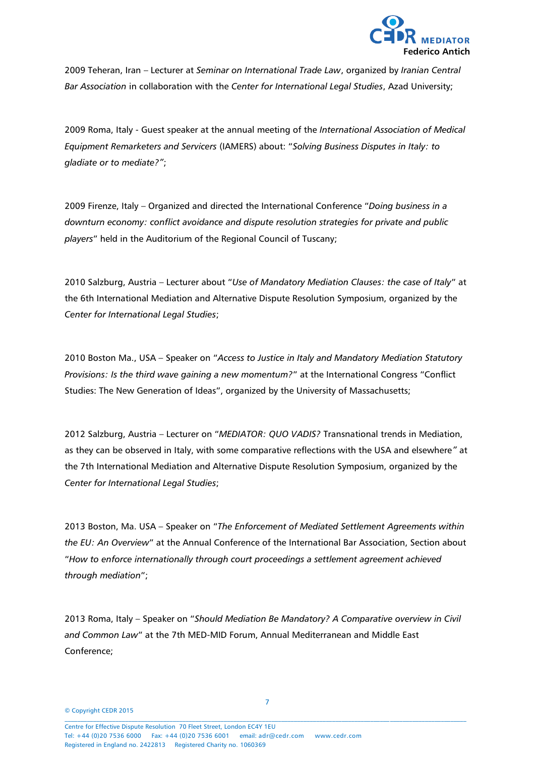2009 Teheran, Iran – Lecturer at *Seminar on International Trade Law*, organized by *Iranian Central Bar Association* in collaboration with the *Center for International Legal Studies*, Azad University;

2009 Roma, Italy - Guest speaker at the annual meeting of the *International Association of Medical Equipment Remarketers and Servicers* (IAMERS) about: "*Solving Business Disputes in Italy: to gladiate or to mediate?"*;

2009 Firenze, Italy – Organized and directed the International Conference "*Doing business in a downturn economy: conflict avoidance and dispute resolution strategies for private and public players*" held in the Auditorium of the Regional Council of Tuscany;

2010 Salzburg, Austria – Lecturer about "*Use of Mandatory Mediation Clauses: the case of Italy*" at the 6th International Mediation and Alternative Dispute Resolution Symposium, organized by the *Center for International Legal Studies*;

2010 Boston Ma., USA – Speaker on "*Access to Justice in Italy and Mandatory Mediation Statutory Provisions: Is the third wave gaining a new momentum?*" at the International Congress "Conflict Studies: The New Generation of Ideas", organized by the University of Massachusetts;

2012 Salzburg, Austria – Lecturer on "*MEDIATOR: QUO VADIS?* Transnational trends in Mediation, as they can be observed in Italy, with some comparative reflections with the USA and elsewhere*"* at the 7th International Mediation and Alternative Dispute Resolution Symposium, organized by the *Center for International Legal Studies*;

2013 Boston, Ma. USA – Speaker on "*The Enforcement of Mediated Settlement Agreements within the EU: An Overview*" at the Annual Conference of the International Bar Association, Section about "*How to enforce internationally through court proceedings a settlement agreement achieved through mediation*";

2013 Roma, Italy – Speaker on "*Should Mediation Be Mandatory? A Comparative overview in Civil and Common Law*" at the 7th MED-MID Forum, Annual Mediterranean and Middle East Conference;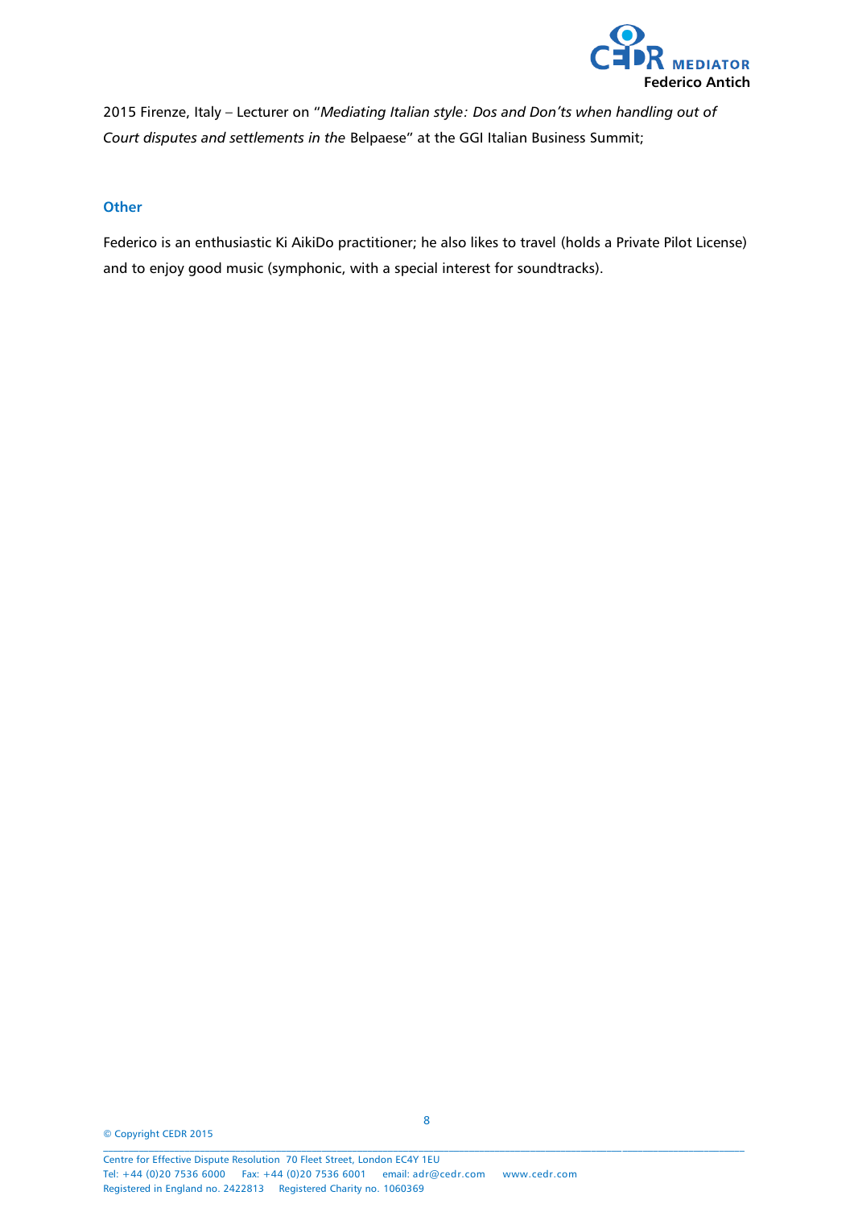2015 Firenze, Italy – Lecturer on "*Mediating Italian style: Dos and Don'ts when handling out of Court disputes and settlements in the* Belpaese" at the GGI Italian Business Summit;

### Other

Federico is an enthusiastic Ki AikiDo practitioner; he also likes to travel (holds a Private Pilot License) and to enjoy good music (symphonic, with a special interest for soundtracks).